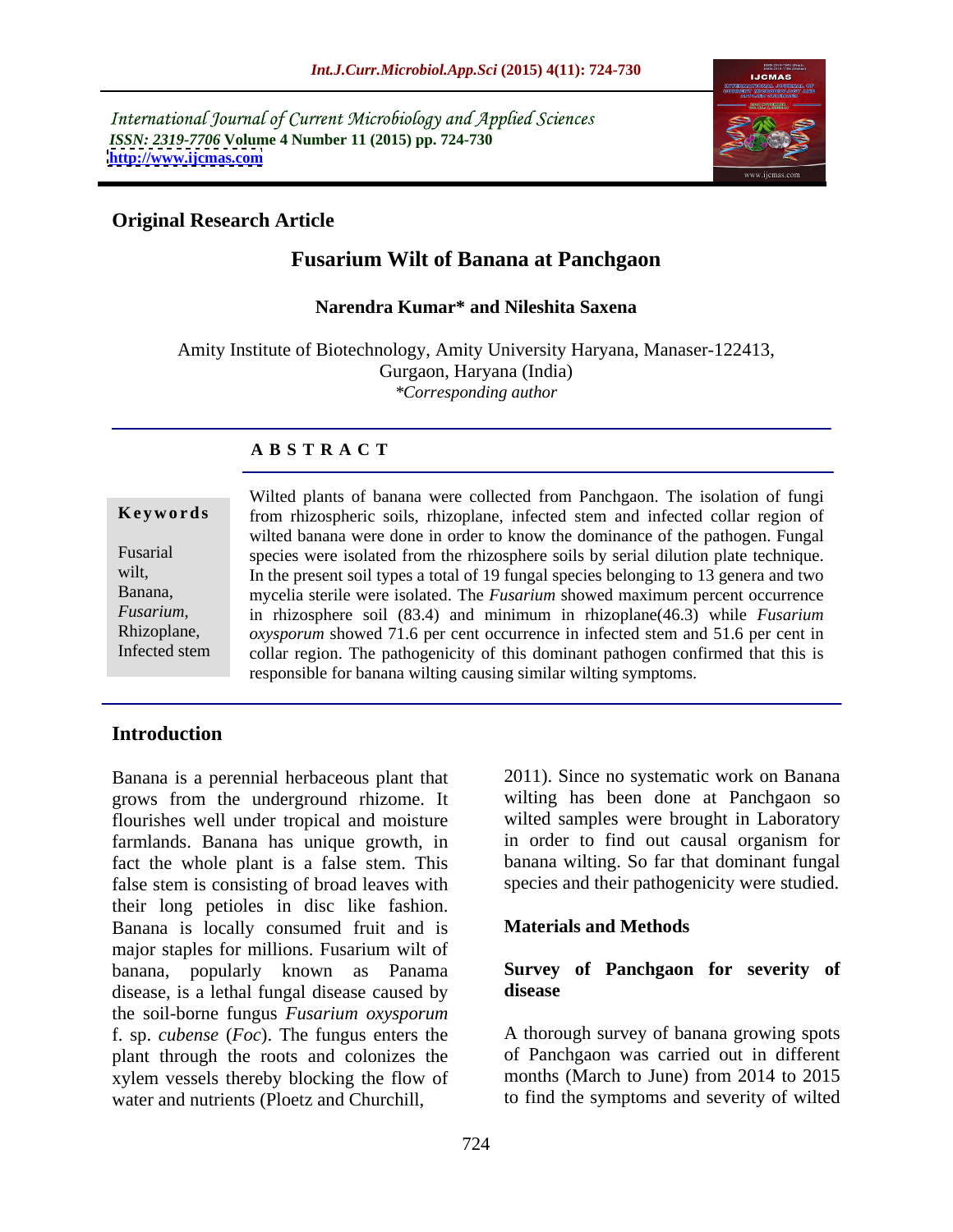International Journal of Current Microbiology and Applied Sciences
*ISSN: 2319-7706* **Volume 4 Number 11 (2015) pp. 724-730**
**http://www.ijcmas.com**

**Original Research Article**

# Fusarium Wilt of Banana at Panchgaon

**Narendra Kumar\* and Nileshita Saxena**

Amity Institute of Biotechnology, Amity University Haryana, Manaser-122413, Gurgaon, Haryana (India)
*\*Corresponding author*

## ABSTRACT

**Keywords**

Fusarial wilt, Banana, *Fusarium*, Rhizoplane, Infected stem

Wilted plants of banana were collected from Panchgaon. The isolation of fungi from rhizospheric soils, rhizoplane, infected stem and infected collar region of wilted banana were done in order to know the dominance of the pathogen. Fungal species were isolated from the rhizosphere soils by serial dilution plate technique. In the present soil types a total of 19 fungal species belonging to 13 genera and two mycelia sterile were isolated. The *Fusarium* showed maximum percent occurrence in rhizosphere soil (83.4) and minimum in rhizoplane(46.3) while *Fusarium oxysporum* showed 71.6 per cent occurrence in infected stem and 51.6 per cent in collar region. The pathogenicity of this dominant pathogen confirmed that this is responsible for banana wilting causing similar wilting symptoms.

## Introduction

Banana is a perennial herbaceous plant that grows from the underground rhizome. It flourishes well under tropical and moisture farmlands. Banana has unique growth, in fact the whole plant is a false stem. This false stem is consisting of broad leaves with their long petioles in disc like fashion. Banana is locally consumed fruit and is major staples for millions. Fusarium wilt of banana, popularly known as Panama disease, is a lethal fungal disease caused by the soil-borne fungus *Fusarium oxysporum* f. sp. *cubense* (*Foc*). The fungus enters the plant through the roots and colonizes the xylem vessels thereby blocking the flow of water and nutrients (Ploetz and Churchill, 2011). Since no systematic work on Banana wilting has been done at Panchgaon so wilted samples were brought in Laboratory in order to find out causal organism for banana wilting. So far that dominant fungal species and their pathogenicity were studied.

## Materials and Methods

### Survey of Panchgaon for severity of disease

A thorough survey of banana growing spots of Panchgaon was carried out in different months (March to June) from 2014 to 2015 to find the symptoms and severity of wilted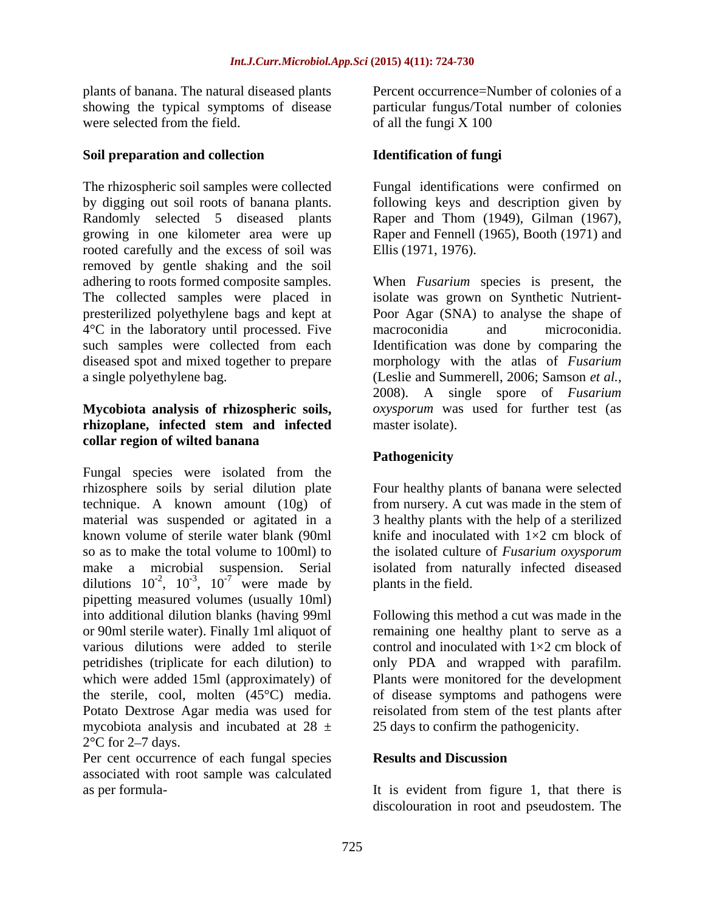plants of banana. The natural diseased plants showing the typical symptoms of disease were selected from the field.

### Soil preparation and collection

The rhizospheric soil samples were collected by digging out soil roots of banana plants. Randomly selected 5 diseased plants growing in one kilometer area were up rooted carefully and the excess of soil was removed by gentle shaking and the soil adhering to roots formed composite samples. The collected samples were placed in presterilized polyethylene bags and kept at 4°C in the laboratory until processed. Five such samples were collected from each diseased spot and mixed together to prepare a single polyethylene bag.

### Mycobiota analysis of rhizospheric soils, rhizoplane, infected stem and infected collar region of wilted banana

Fungal species were isolated from the rhizosphere soils by serial dilution plate technique. A known amount (10g) of material was suspended or agitated in a known volume of sterile water blank (90ml so as to make the total volume to 100ml) to make a microbial suspension. Serial dilutions $10^{-2}$, $10^{-3}$, $10^{-7}$ were made by pipetting measured volumes (usually 10ml) into additional dilution blanks (having 99ml or 90ml sterile water). Finally 1ml aliquot of various dilutions were added to sterile petridishes (triplicate for each dilution) to which were added 15ml (approximately) of the sterile, cool, molten (45°C) media. Potato Dextrose Agar media was used for mycobiota analysis and incubated at 28 ± 2°C for 2–7 days.

Per cent occurrence of each fungal species associated with root sample was calculated as per formula-

Percent occurrence=Number of colonies of a particular fungus/Total number of colonies of all the fungi X 100

### Identification of fungi

Fungal identifications were confirmed on following keys and description given by Raper and Thom (1949), Gilman (1967), Raper and Fennell (1965), Booth (1971) and Ellis (1971, 1976).

When *Fusarium* species is present, the isolate was grown on Synthetic Nutrient-Poor Agar (SNA) to analyse the shape of macroconidia and microconidia. Identification was done by comparing the morphology with the atlas of *Fusarium* (Leslie and Summerell, 2006; Samson *et al.*, 2008). A single spore of *Fusarium oxysporum* was used for further test (as master isolate).

### Pathogenicity

Four healthy plants of banana were selected from nursery. A cut was made in the stem of 3 healthy plants with the help of a sterilized knife and inoculated with 1×2 cm block of the isolated culture of *Fusarium oxysporum* isolated from naturally infected diseased plants in the field.

Following this method a cut was made in the remaining one healthy plant to serve as a control and inoculated with 1×2 cm block of only PDA and wrapped with parafilm. Plants were monitored for the development of disease symptoms and pathogens were reisolated from stem of the test plants after 25 days to confirm the pathogenicity.

## Results and Discussion

It is evident from figure 1, that there is discolouration in root and pseudostem. The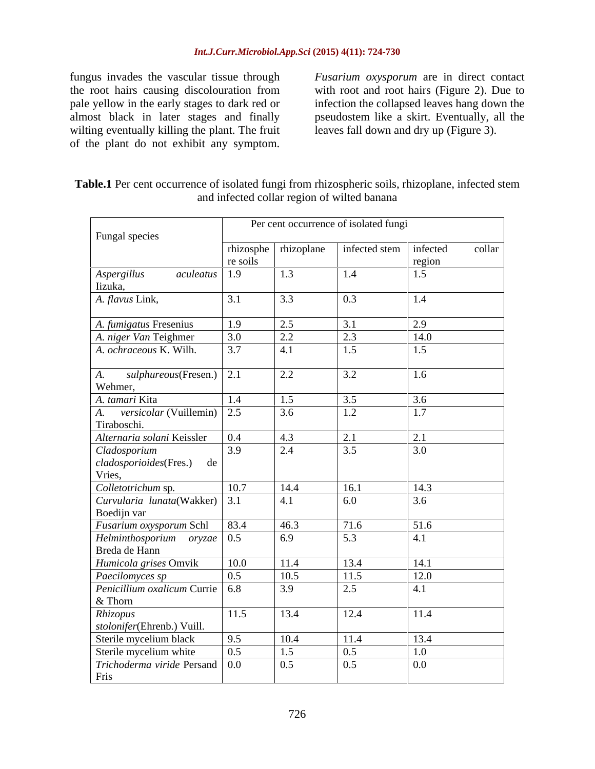fungus invades the vascular tissue through the root hairs causing discolouration from pale yellow in the early stages to dark red or almost black in later stages and finally wilting eventually killing the plant. The fruit of the plant do not exhibit any symptom. *Fusarium oxysporum* are in direct contact with root and root hairs (Figure 2). Due to infection the collapsed leaves hang down the pseudostem like a skirt. Eventually, all the leaves fall down and dry up (Figure 3).

**Table.1** Per cent occurrence of isolated fungi from rhizospheric soils, rhizoplane, infected stem and infected collar region of wilted banana

| Fungal species | Per cent occurrence of isolated fungi | | | |
|---|---|---|---|---|
| | rhizosphere soils | rhizoplane | infected stem | infected collar region |
| *Aspergillus aculeatus* Iizuka, | 1.9 | 1.3 | 1.4 | 1.5 |
| *A. flavus* Link, | 3.1 | 3.3 | 0.3 | 1.4 |
| *A. fumigatus* Fresenius | 1.9 | 2.5 | 3.1 | 2.9 |
| *A. niger Van* Teighmer | 3.0 | 2.2 | 2.3 | 14.0 |
| *A. ochraceous* K. Wilh. | 3.7 | 4.1 | 1.5 | 1.5 |
| *A. sulphureous*(Fresen.) Wehmer, | 2.1 | 2.2 | 3.2 | 1.6 |
| *A. tamari* Kita | 1.4 | 1.5 | 3.5 | 3.6 |
| *A. versicolar* (Vuillemin) Tiraboschi. | 2.5 | 3.6 | 1.2 | 1.7 |
| *Alternaria solani* Keissler | 0.4 | 4.3 | 2.1 | 2.1 |
| *Cladosporium cladosporioides*(Fres.) de Vries, | 3.9 | 2.4 | 3.5 | 3.0 |
| *Colletotrichum* sp. | 10.7 | 14.4 | 16.1 | 14.3 |
| *Curvularia lunata*(Wakker) Boedijn var | 3.1 | 4.1 | 6.0 | 3.6 |
| *Fusarium oxysporum* Schl | 83.4 | 46.3 | 71.6 | 51.6 |
| *Helminthosporium oryzae* Breda de Hann | 0.5 | 6.9 | 5.3 | 4.1 |
| *Humicola grises* Omvik | 10.0 | 11.4 | 13.4 | 14.1 |
| *Paecilomyces sp* | 0.5 | 10.5 | 11.5 | 12.0 |
| *Penicillium oxalicum* Currie & Thorn | 6.8 | 3.9 | 2.5 | 4.1 |
| *Rhizopus stolonifer*(Ehrenb.) Vuill. | 11.5 | 13.4 | 12.4 | 11.4 |
| Sterile mycelium black | 9.5 | 10.4 | 11.4 | 13.4 |
| Sterile mycelium white | 0.5 | 1.5 | 0.5 | 1.0 |
| *Trichoderma viride* Persand Fris | 0.0 | 0.5 | 0.5 | 0.0 |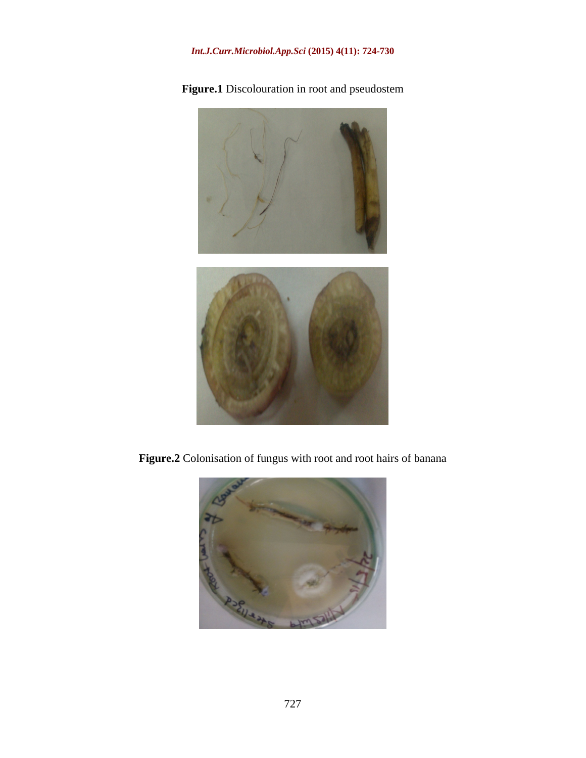**Figure.1** Discolouration in root and pseudostem

**Figure.2** Colonisation of fungus with root and root hairs of banana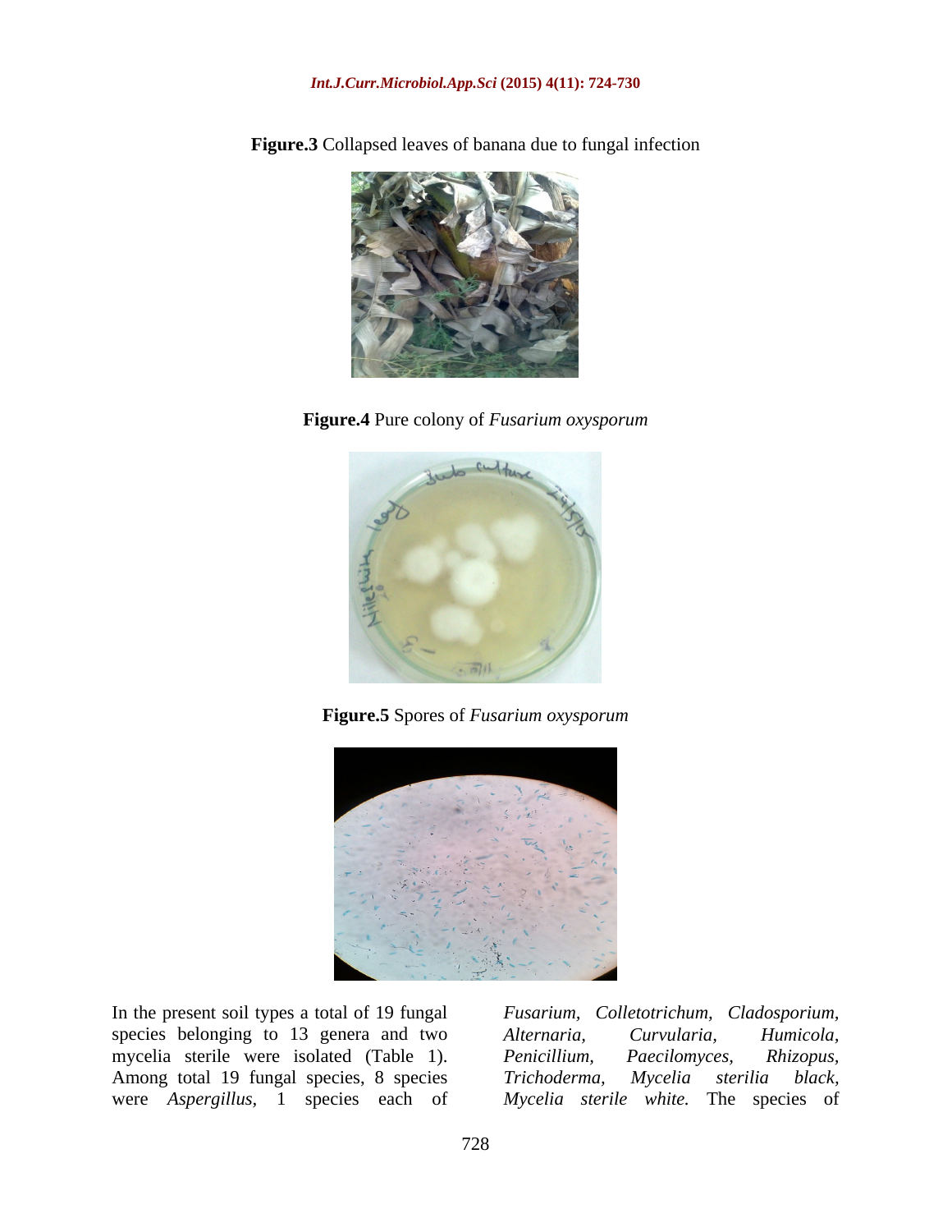**Figure.3** Collapsed leaves of banana due to fungal infection

**Figure.4** Pure colony of *Fusarium oxysporum*

**Figure.5** Spores of *Fusarium oxysporum*

In the present soil types a total of 19 fungal species belonging to 13 genera and two mycelia sterile were isolated (Table 1). Among total 19 fungal species, 8 species were *Aspergillus*, 1 species each of *Fusarium*, *Colletotrichum*, *Cladosporium*, *Alternaria*, *Curvularia*, *Humicola*, *Penicillium*, *Paecilomyces*, *Rhizopus*, *Trichoderma*, *Mycelia sterilia black*, *Mycelia sterile white.* The species of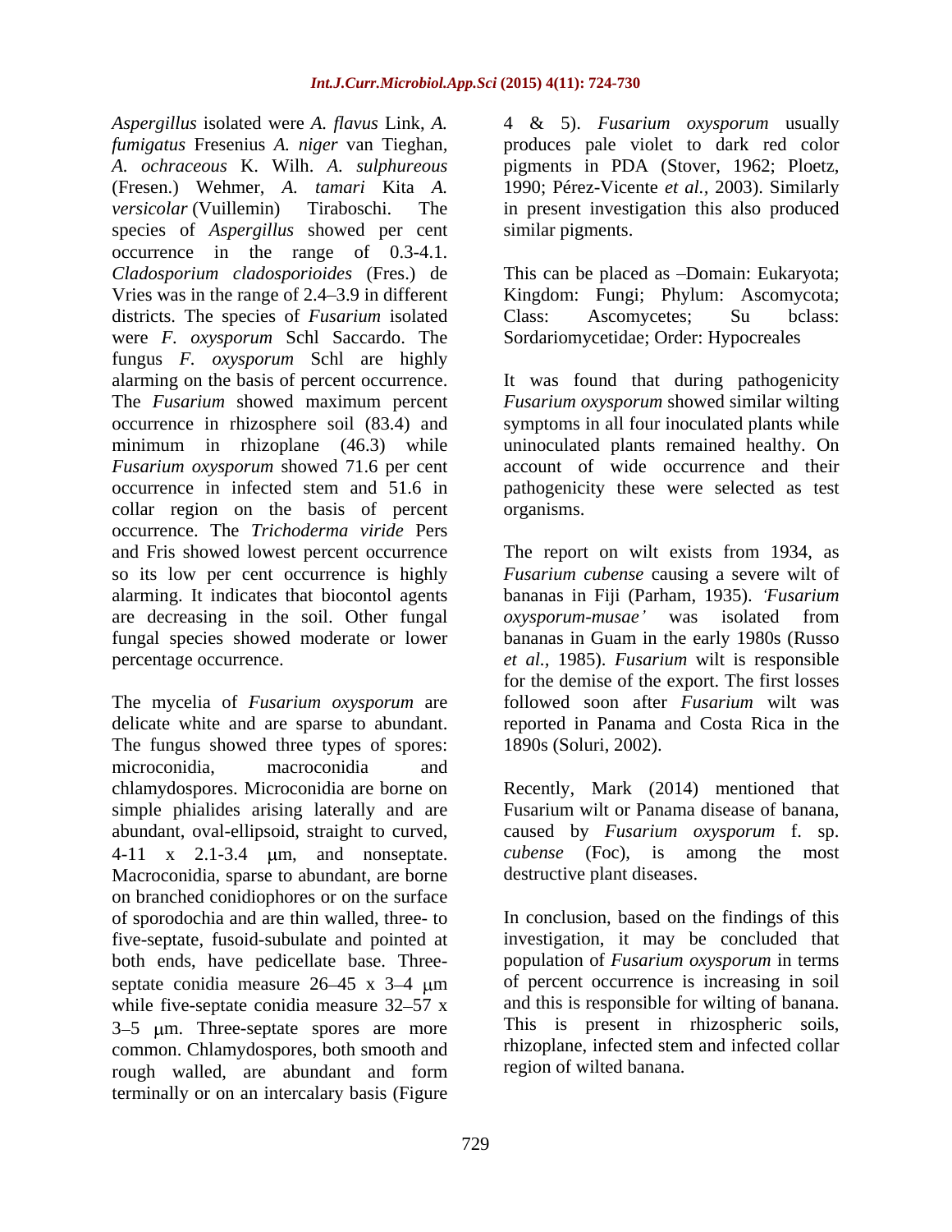*Aspergillus* isolated were *A. flavus* Link, *A. fumigatus* Fresenius *A. niger* van Tieghan, *A. ochraceous* K. Wilh. *A. sulphureous* (Fresen.) Wehmer, *A. tamari* Kita *A. versicolar* (Vuillemin) Tiraboschi. The species of *Aspergillus* showed per cent occurrence in the range of 0.3-4.1. *Cladosporium cladosporioides* (Fres.) de Vries was in the range of 2.4–3.9 in different districts. The species of *Fusarium* isolated were *F. oxysporum* Schl Saccardo. The fungus *F. oxysporum* Schl are highly alarming on the basis of percent occurrence. The *Fusarium* showed maximum percent occurrence in rhizosphere soil (83.4) and minimum in rhizoplane (46.3) while *Fusarium oxysporum* showed 71.6 per cent occurrence in infected stem and 51.6 in collar region on the basis of percent occurrence. The *Trichoderma viride* Pers and Fris showed lowest percent occurrence so its low per cent occurrence is highly alarming. It indicates that biocontol agents are decreasing in the soil. Other fungal fungal species showed moderate or lower percentage occurrence.

The mycelia of *Fusarium oxysporum* are delicate white and are sparse to abundant. The fungus showed three types of spores: microconidia, macroconidia and chlamydospores. Microconidia are borne on simple phialides arising laterally and are abundant, oval-ellipsoid, straight to curved, 4-11 x 2.1-3.4 μm, and nonseptate. Macroconidia, sparse to abundant, are borne on branched conidiophores or on the surface of sporodochia and are thin walled, three- to five-septate, fusoid-subulate and pointed at both ends, have pedicellate base. Three-septate conidia measure 26–45 x 3–4 μm while five-septate conidia measure 32–57 x 3–5 μm. Three-septate spores are more common. Chlamydospores, both smooth and rough walled, are abundant and form terminally or on an intercalary basis (Figure 4 & 5). *Fusarium oxysporum* usually produces pale violet to dark red color pigments in PDA (Stover, 1962; Ploetz, 1990; Pérez-Vicente *et al.,* 2003). Similarly in present investigation this also produced similar pigments.

This can be placed as –Domain: Eukaryota; Kingdom: Fungi; Phylum: Ascomycota; Class: Ascomycetes; Su bclass: Sordariomycetidae; Order: Hypocreales

It was found that during pathogenicity *Fusarium oxysporum* showed similar wilting symptoms in all four inoculated plants while uninoculated plants remained healthy. On account of wide occurrence and their pathogenicity these were selected as test organisms.

The report on wilt exists from 1934, as *Fusarium cubense* causing a severe wilt of bananas in Fiji (Parham, 1935). *'Fusarium oxysporum-musae'* was isolated from bananas in Guam in the early 1980s (Russo *et al.,* 1985). *Fusarium* wilt is responsible for the demise of the export. The first losses followed soon after *Fusarium* wilt was reported in Panama and Costa Rica in the 1890s (Soluri, 2002).

Recently, Mark (2014) mentioned that Fusarium wilt or Panama disease of banana, caused by *Fusarium oxysporum* f. sp. *cubense* (Foc), is among the most destructive plant diseases.

In conclusion, based on the findings of this investigation, it may be concluded that population of *Fusarium oxysporum* in terms of percent occurrence is increasing in soil and this is responsible for wilting of banana. This is present in rhizospheric soils, rhizoplane, infected stem and infected collar region of wilted banana.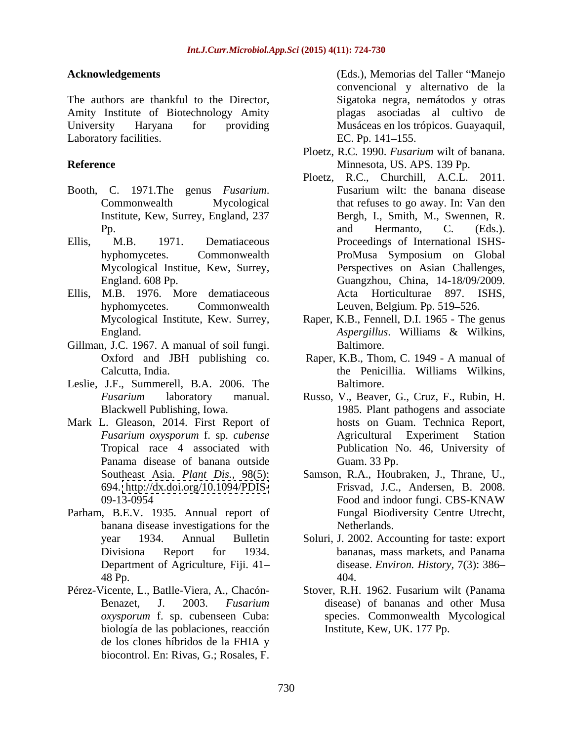## Acknowledgements

The authors are thankful to the Director, Amity Institute of Biotechnology Amity University Haryana for providing Laboratory facilities.

## Reference

Booth, C. 1971.The genus *Fusarium*. Commonwealth Mycological Institute, Kew, Surrey, England, 237 Pp.

Ellis, M.B. 1971. Dematiaceous hyphomycetes. Commonwealth Mycological Institue, Kew, Surrey, England. 608 Pp.

Ellis, M.B. 1976. More dematiaceous hyphomycetes. Commonwealth Mycological Institute, Kew. Surrey, England.

Gillman, J.C. 1967. A manual of soil fungi. Oxford and JBH publishing co. Calcutta, India.

Leslie, J.F., Summerell, B.A. 2006. The *Fusarium* laboratory manual. Blackwell Publishing, Iowa.

Mark L. Gleason, 2014. First Report of *Fusarium oxysporum* f. sp. *cubense* Tropical race 4 associated with Panama disease of banana outside Southeast Asia. *Plant Dis.*, 98(5): 694. http://dx.doi.org/10.1094/PDIS-09-13-0954

Parham, B.E.V. 1935. Annual report of banana disease investigations for the year 1934. Annual Bulletin Divisiona Report for 1934. Department of Agriculture, Fiji. 41–48 Pp.

Pérez-Vicente, L., Batlle-Viera, A., Chacón-Benazet, J. 2003. *Fusarium oxysporum* f. sp. cubenseen Cuba: biología de las poblaciones, reacción de los clones híbridos de la FHIA y biocontrol. En: Rivas, G.; Rosales, F. (Eds.), Memorias del Taller "Manejo convencional y alternativo de la Sigatoka negra, nemátodos y otras plagas asociadas al cultivo de Musáceas en los trópicos. Guayaquil, EC. Pp. 141–155.

Ploetz, R.C. 1990. *Fusarium* wilt of banana. Minnesota, US. APS. 139 Pp.

Ploetz, R.C., Churchill, A.C.L. 2011. Fusarium wilt: the banana disease that refuses to go away. In: Van den Bergh, I., Smith, M., Swennen, R. and Hermanto, C. (Eds.). Proceedings of International ISHS-ProMusa Symposium on Global Perspectives on Asian Challenges, Guangzhou, China, 14-18/09/2009. Acta Horticulturae 897. ISHS, Leuven, Belgium. Pp. 519–526.

Raper, K.B., Fennell, D.I. 1965 - The genus *Aspergillus*. Williams & Wilkins, Baltimore.

Raper, K.B., Thom, C. 1949 - A manual of the Penicillia. Williams Wilkins, Baltimore.

Russo, V., Beaver, G., Cruz, F., Rubin, H. 1985. Plant pathogens and associate hosts on Guam. Technica Report, Agricultural Experiment Station Publication No. 46, University of Guam. 33 Pp.

Samson, R.A., Houbraken, J., Thrane, U., Frisvad, J.C., Andersen, B. 2008. Food and indoor fungi. CBS-KNAW Fungal Biodiversity Centre Utrecht, Netherlands.

Soluri, J. 2002. Accounting for taste: export bananas, mass markets, and Panama disease. *Environ. History,* 7(3): 386–404.

Stover, R.H. 1962. Fusarium wilt (Panama disease) of bananas and other Musa species. Commonwealth Mycological Institute, Kew, UK. 177 Pp.